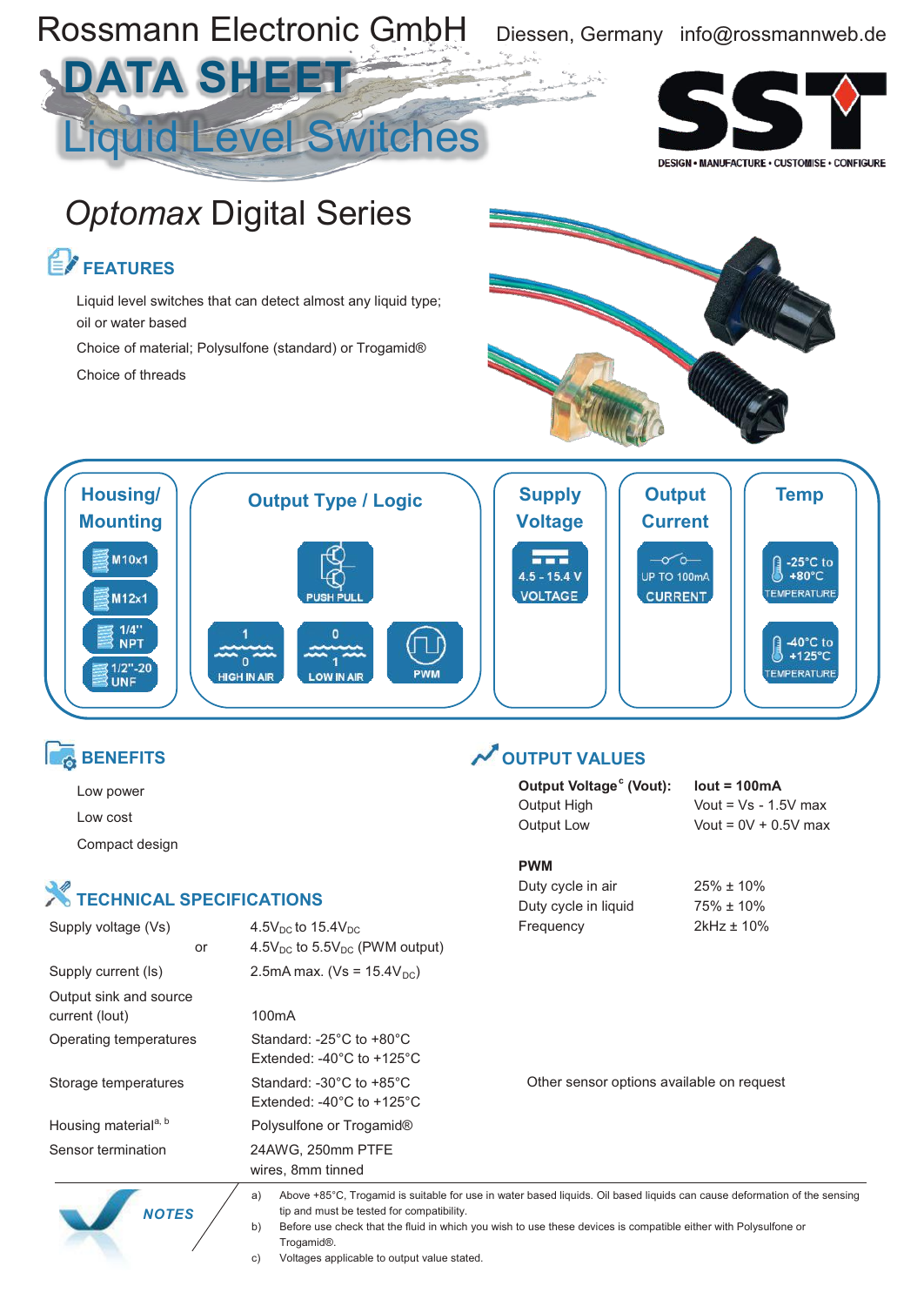Rossmann Electronic GmbH Diessen, Germany info@rossmannweb.de

# DATA SHEET

# Liquid Level Switches

SST

DESIGN • MANUFACTURE • CUSTOMISE • CONFIGURE

## *Optomax* Digital Series

### FEATURES

Liquid level switches that can detect almost any liquid type; oil or water based

Choice of material; Polysulfone (standard) or Trogamid®

Choice of threads

| Housing/ Mounting | Output Type / Logic | Supply Voltage | Output Current | Temp |
|---|---|---|---|---|
| M10x1, M12x1, 1/4" NPT, 1/2"-20 UNF | PUSH PULL; 1/0 HIGH IN AIR; 0/1 LOW IN AIR; PWM | 4.5 - 15.4 V VOLTAGE | UP TO 100mA CURRENT | -25°C to +80°C TEMPERATURE; -40°C to +125°C TEMPERATURE |

### BENEFITS

Low power

Low cost

Compact design

### OUTPUT VALUES

| **Output Voltage[c] (Vout):** | **Iout = 100mA** |
|---|---|
| Output High | Vout = Vs - 1.5V max |
| Output Low | Vout = 0V + 0.5V max |

| **PWM** | |
|---|---|
| Duty cycle in air | 25% ± 10% |
| Duty cycle in liquid | 75% ± 10% |
| Frequency | 2kHz ± 10% |

### TECHNICAL SPECIFICATIONS

| | |
|---|---|
| Supply voltage (Vs) | $4.5V_{DC}$ to $15.4V_{DC}$ |
| or | $4.5V_{DC}$ to $5.5V_{DC}$ (PWM output) |
| Supply current (Is) | 2.5mA max. (Vs = $15.4V_{DC}$) |
| Output sink and source current (Iout) | 100mA |
| Operating temperatures | Standard: -25°C to +80°C<br>Extended: -40°C to +125°C |
| Storage temperatures | Standard: -30°C to +85°C<br>Extended: -40°C to +125°C |
| Housing material[a, b] | Polysulfone or Trogamid® |
| Sensor termination | 24AWG, 250mm PTFE wires, 8mm tinned |

Other sensor options available on request

**NOTES**

a) Above +85°C, Trogamid is suitable for use in water based liquids. Oil based liquids can cause deformation of the sensing tip and must be tested for compatibility.

b) Before use check that the fluid in which you wish to use these devices is compatible either with Polysulfone or Trogamid®.

c) Voltages applicable to output value stated.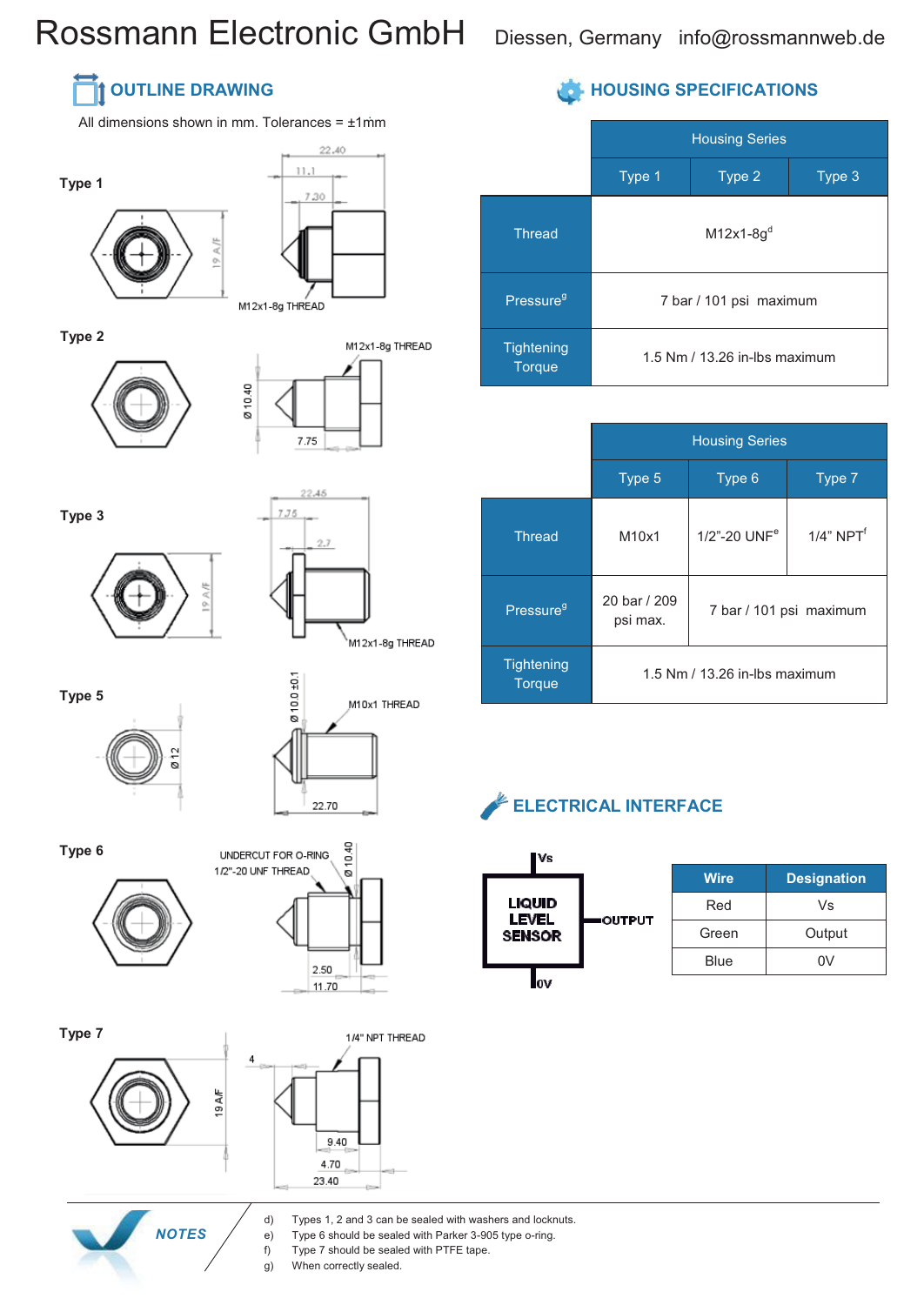Rossmann Electronic GmbH Diessen, Germany info@rossmannweb.de

## OUTLINE DRAWING

All dimensions shown in mm. Tolerances = ±1mm

**Type 1**

22.40
11.1
7.30
19 A/F
M12x1-8g THREAD

**Type 2**

M12x1-8g THREAD
Ø 10.40
7.75

**Type 3**

22.45
7.75
2.7
19 A/F
M12x1-8g THREAD

**Type 5**

Ø 10.0 ±0.1
M10x1 THREAD
Ø 12
22.70

**Type 6**

UNDERCUT FOR O-RING
1/2"-20 UNF THREAD
Ø 10.40
2.50
11.70

**Type 7**

1/4" NPT THREAD
4
19 A/F
9.40
4.70
23.40

## HOUSING SPECIFICATIONS

| | Housing Series | | |
|---|---|---|---|
| | Type 1 | Type 2 | Type 3 |
| Thread | M12x1-8g[d] | | |
| Pressure[g] | 7 bar / 101 psi maximum | | |
| Tightening Torque | 1.5 Nm / 13.26 in-lbs maximum | | |

| | Housing Series | | |
|---|---|---|---|
| | Type 5 | Type 6 | Type 7 |
| Thread | M10x1 | 1/2"-20 UNF[e] | 1/4" NPT[f] |
| Pressure[g] | 20 bar / 209 psi max. | 7 bar / 101 psi maximum | |
| Tightening Torque | 1.5 Nm / 13.26 in-lbs maximum | | |

## ELECTRICAL INTERFACE

LIQUID LEVEL SENSOR — Vs, OUTPUT, 0V

| Wire | Designation |
|---|---|
| Red | Vs |
| Green | Output |
| Blue | 0V |

**NOTES**

d) Types 1, 2 and 3 can be sealed with washers and locknuts.
e) Type 6 should be sealed with Parker 3-905 type o-ring.
f) Type 7 should be sealed with PTFE tape.
g) When correctly sealed.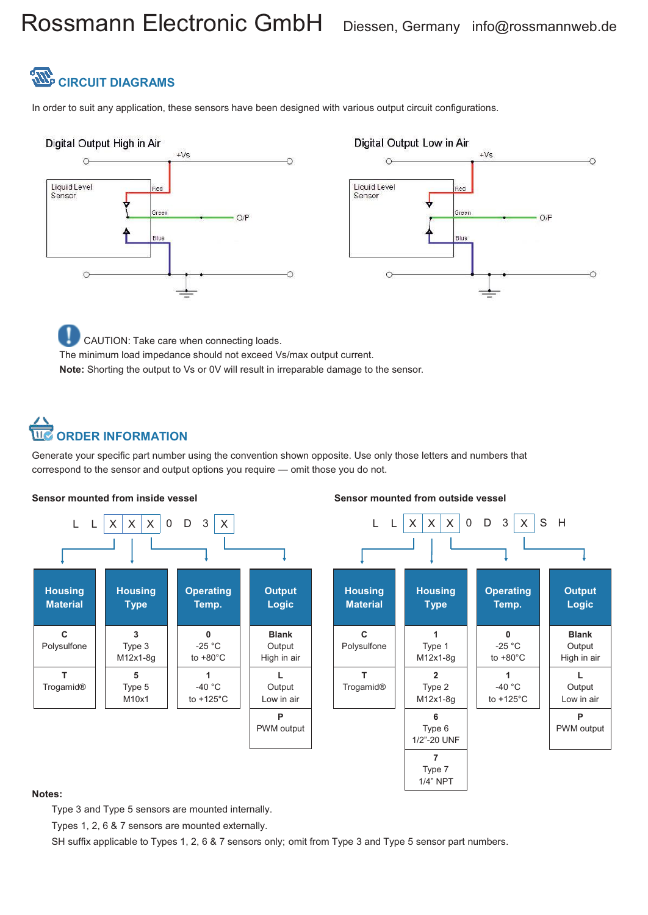Rossmann Electronic GmbH Diessen, Germany info@rossmannweb.de

## CIRCUIT DIAGRAMS

In order to suit any application, these sensors have been designed with various output circuit configurations.

Digital Output High in Air

Digital Output Low in Air

CAUTION: Take care when connecting loads.
The minimum load impedance should not exceed Vs/max output current.
**Note:** Shorting the output to Vs or 0V will result in irreparable damage to the sensor.

## ORDER INFORMATION

Generate your specific part number using the convention shown opposite. Use only those letters and numbers that correspond to the sensor and output options you require — omit those you do not.

**Sensor mounted from inside vessel**

L L X X X 0 D 3 X

| Housing Material | Housing Type | Operating Temp. | Output Logic |
|---|---|---|---|
| **C** Polysulfone | **3** Type 3 M12x1-8g | **0** -25 °C to +80°C | **Blank** Output High in air |
| **T** Trogamid® | **5** Type 5 M10x1 | **1** -40 °C to +125°C | **L** Output Low in air |
| | | | **P** PWM output |

**Sensor mounted from outside vessel**

L L X X X 0 D 3 X S H

| Housing Material | Housing Type | Operating Temp. | Output Logic |
|---|---|---|---|
| **C** Polysulfone | **1** Type 1 M12x1-8g | **0** -25 °C to +80°C | **Blank** Output High in air |
| **T** Trogamid® | **2** Type 2 M12x1-8g | **1** -40 °C to +125°C | **L** Output Low in air |
| | **6** Type 6 1/2"-20 UNF | | **P** PWM output |
| | **7** Type 7 1/4" NPT | | |

**Notes:**

Type 3 and Type 5 sensors are mounted internally.

Types 1, 2, 6 & 7 sensors are mounted externally.

SH suffix applicable to Types 1, 2, 6 & 7 sensors only; omit from Type 3 and Type 5 sensor part numbers.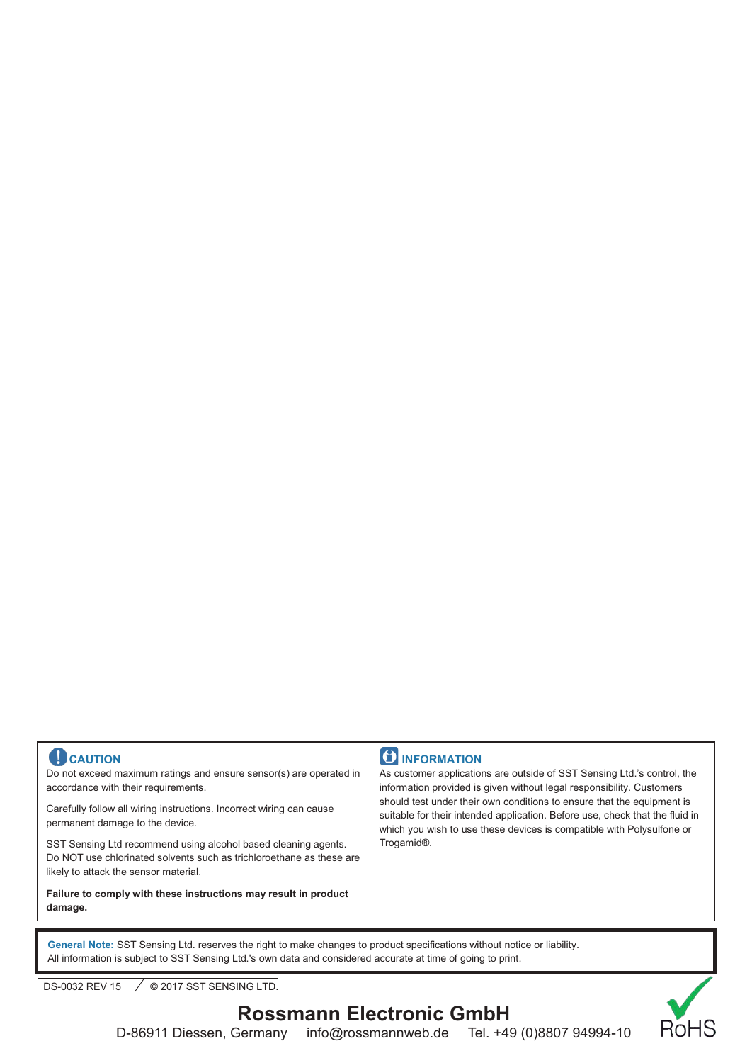## CAUTION

Do not exceed maximum ratings and ensure sensor(s) are operated in accordance with their requirements.

Carefully follow all wiring instructions. Incorrect wiring can cause permanent damage to the device.

SST Sensing Ltd recommend using alcohol based cleaning agents. Do NOT use chlorinated solvents such as trichloroethane as these are likely to attack the sensor material.

**Failure to comply with these instructions may result in product damage.**

## INFORMATION

As customer applications are outside of SST Sensing Ltd.'s control, the information provided is given without legal responsibility. Customers should test under their own conditions to ensure that the equipment is suitable for their intended application. Before use, check that the fluid in which you wish to use these devices is compatible with Polysulfone or Trogamid®.

**General Note:** SST Sensing Ltd. reserves the right to make changes to product specifications without notice or liability. All information is subject to SST Sensing Ltd.'s own data and considered accurate at time of going to print.

DS-0032 REV 15 / © 2017 SST SENSING LTD.

**Rossmann Electronic GmbH**

D-86911 Diessen, Germany info@rossmannweb.de Tel. +49 (0)8807 94994-10

RoHS